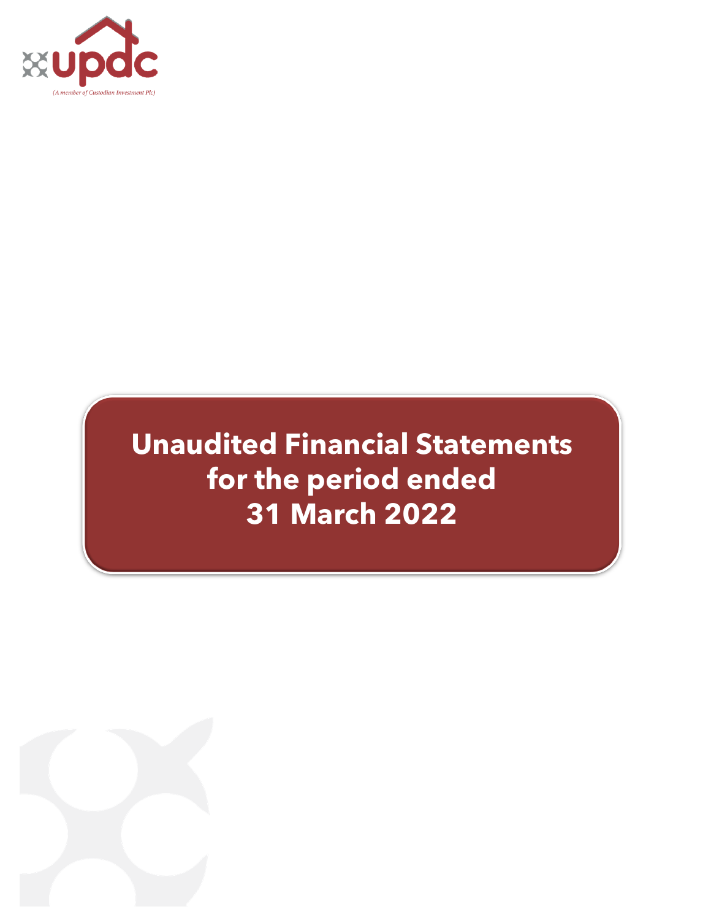updc

(A member of Custodian Investment Plc)

# Unaudited Financial Statements for the period ended 31 March 2022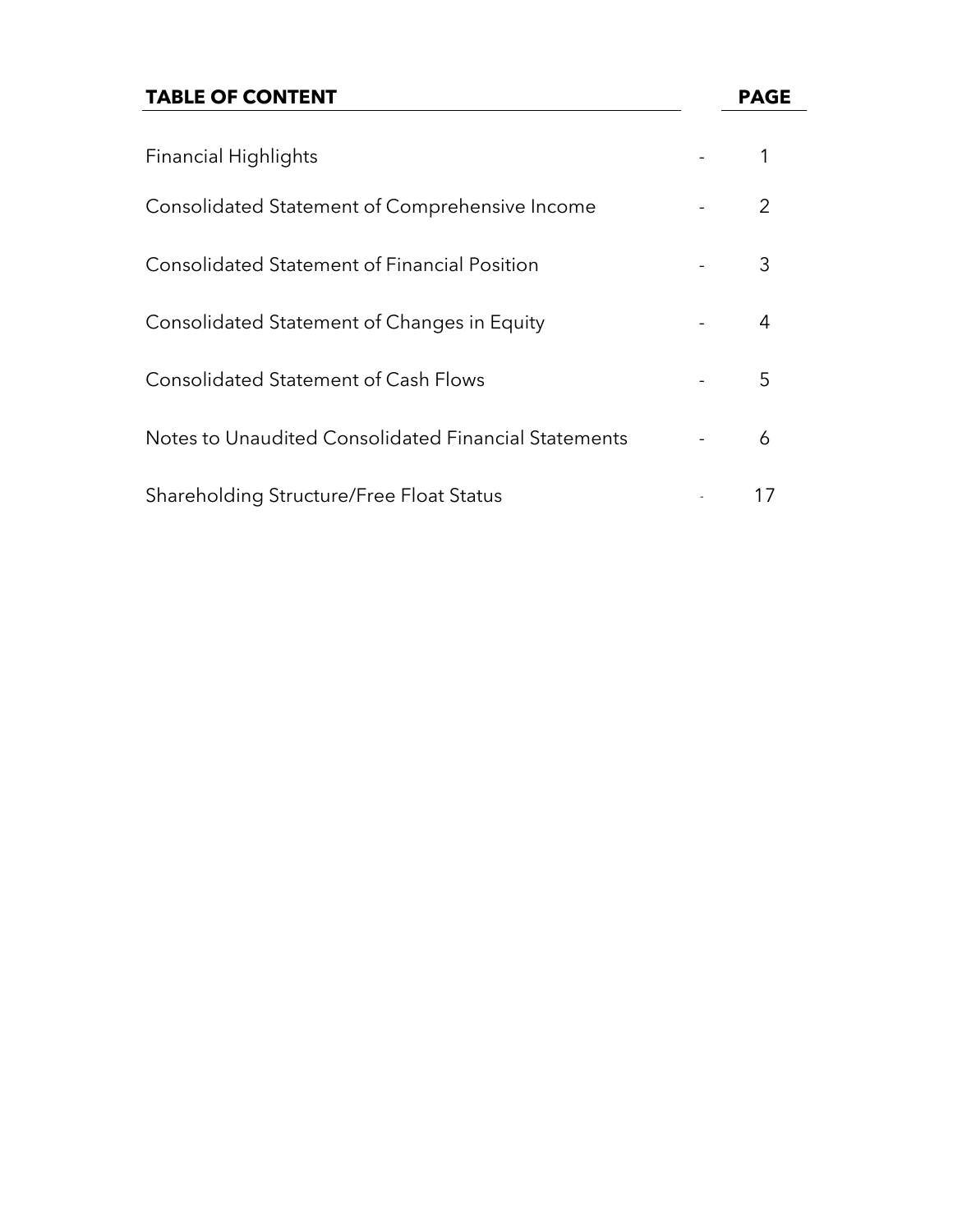| TABLE OF CONTENT | | PAGE |
|---|---|---|
| Financial Highlights | - | 1 |
| Consolidated Statement of Comprehensive Income | - | 2 |
| Consolidated Statement of Financial Position | - | 3 |
| Consolidated Statement of Changes in Equity | - | 4 |
| Consolidated Statement of Cash Flows | - | 5 |
| Notes to Unaudited Consolidated Financial Statements | - | 6 |
| Shareholding Structure/Free Float Status | - | 17 |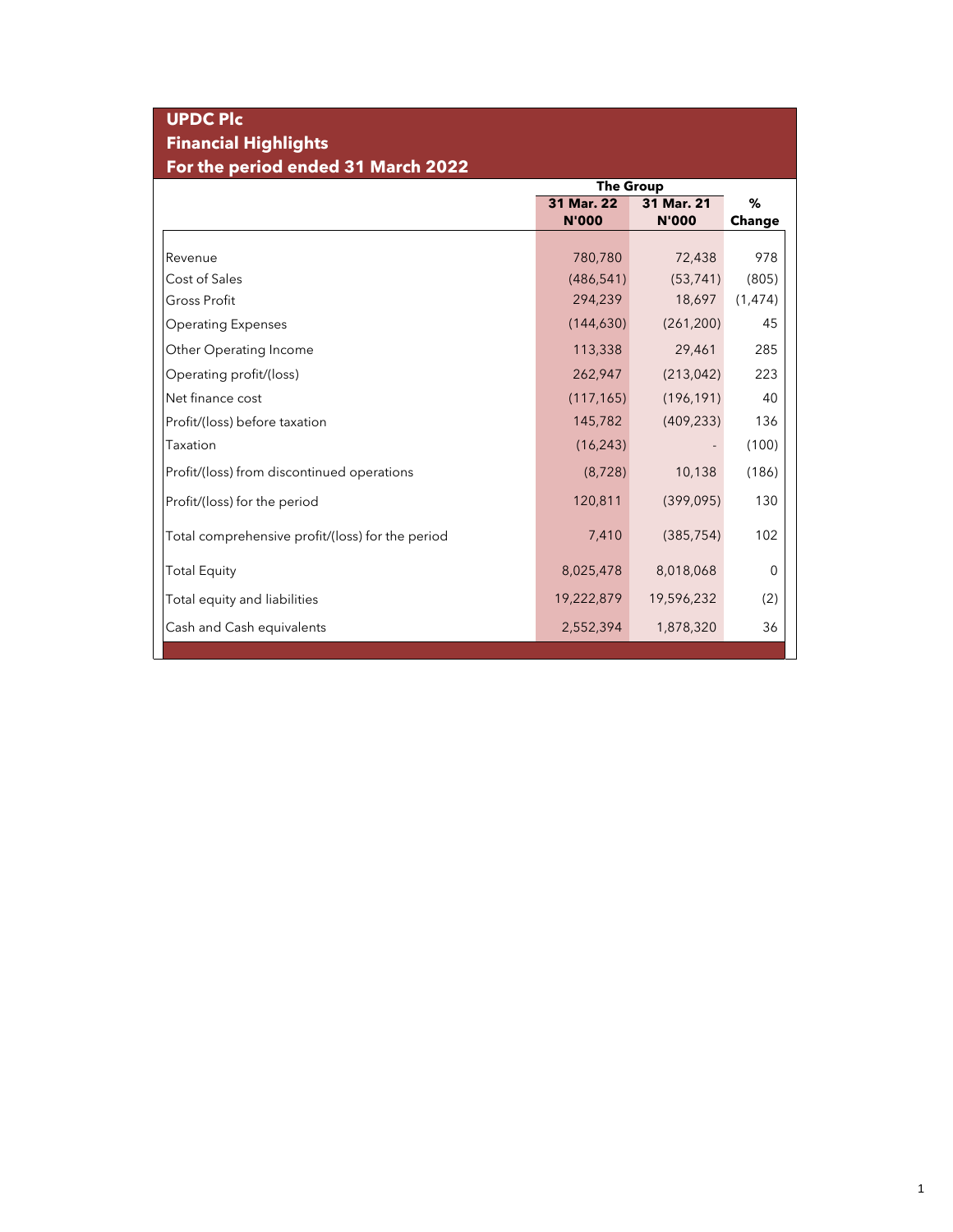# UPDC Plc

## Financial Highlights

## For the period ended 31 March 2022

| | The Group | | |
|---|---|---|---|
| | 31 Mar. 22<br>N'000 | 31 Mar. 21<br>N'000 | %<br>Change |
| Revenue | 780,780 | 72,438 | 978 |
| Cost of Sales | (486,541) | (53,741) | (805) |
| Gross Profit | 294,239 | 18,697 | (1,474) |
| Operating Expenses | (144,630) | (261,200) | 45 |
| Other Operating Income | 113,338 | 29,461 | 285 |
| Operating profit/(loss) | 262,947 | (213,042) | 223 |
| Net finance cost | (117,165) | (196,191) | 40 |
| Profit/(loss) before taxation | 145,782 | (409,233) | 136 |
| Taxation | (16,243) | - | (100) |
| Profit/(loss) from discontinued operations | (8,728) | 10,138 | (186) |
| Profit/(loss) for the period | 120,811 | (399,095) | 130 |
| Total comprehensive profit/(loss) for the period | 7,410 | (385,754) | 102 |
| Total Equity | 8,025,478 | 8,018,068 | 0 |
| Total equity and liabilities | 19,222,879 | 19,596,232 | (2) |
| Cash and Cash equivalents | 2,552,394 | 1,878,320 | 36 |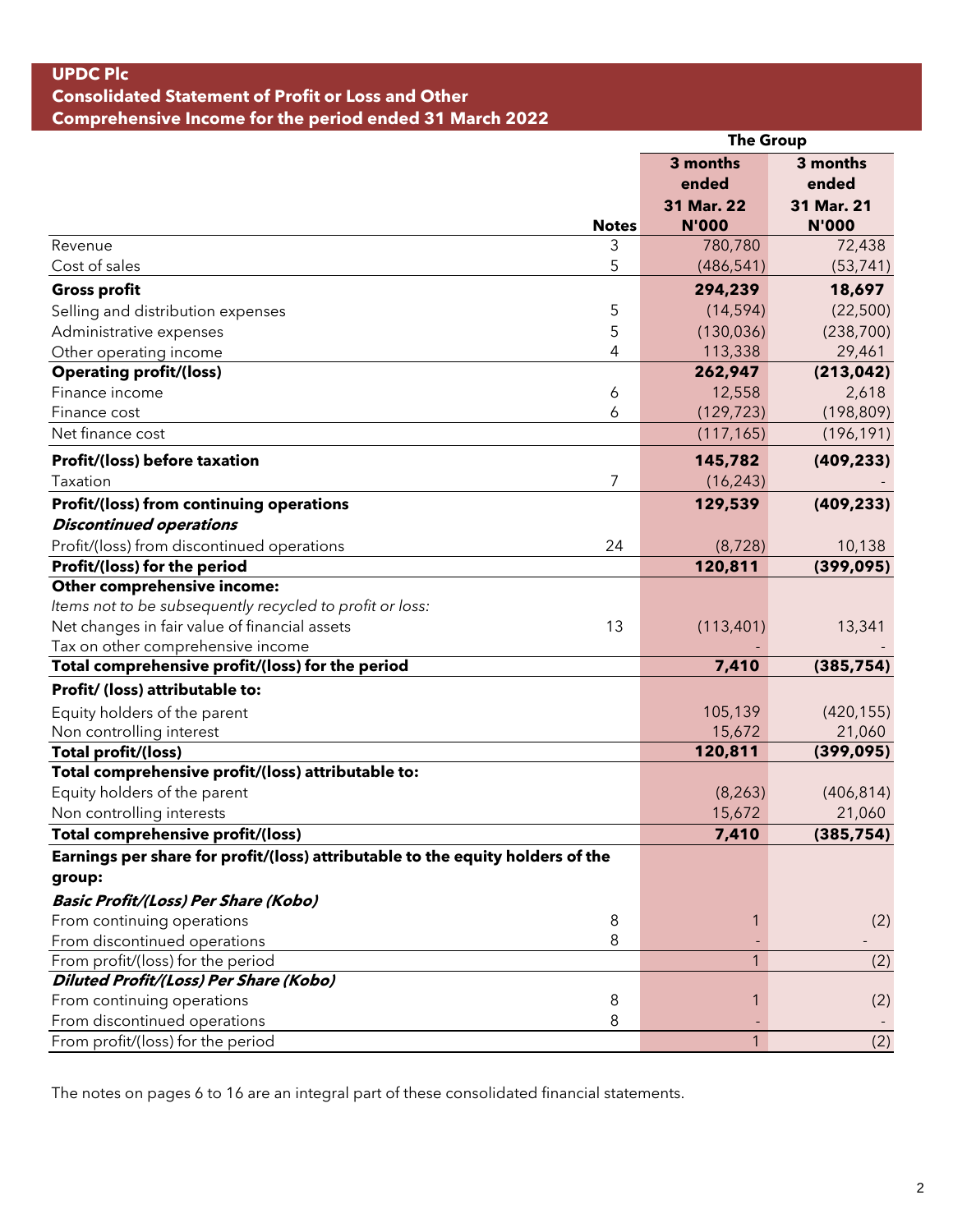**UPDC Plc**
**Consolidated Statement of Profit or Loss and Other Comprehensive Income for the period ended 31 March 2022**

| | | The Group | |
|---|---|---|---|
| | Notes | 3 months ended 31 Mar. 22 N'000 | 3 months ended 31 Mar. 21 N'000 |
| Revenue | 3 | 780,780 | 72,438 |
| Cost of sales | 5 | (486,541) | (53,741) |
| **Gross profit** | | **294,239** | **18,697** |
| Selling and distribution expenses | 5 | (14,594) | (22,500) |
| Administrative expenses | 5 | (130,036) | (238,700) |
| Other operating income | 4 | 113,338 | 29,461 |
| **Operating profit/(loss)** | | **262,947** | **(213,042)** |
| Finance income | 6 | 12,558 | 2,618 |
| Finance cost | 6 | (129,723) | (198,809) |
| Net finance cost | | (117,165) | (196,191) |
| **Profit/(loss) before taxation** | | **145,782** | **(409,233)** |
| Taxation | 7 | (16,243) | - |
| **Profit/(loss) from continuing operations** | | **129,539** | **(409,233)** |
| ***Discontinued operations*** | | | |
| Profit/(loss) from discontinued operations | 24 | (8,728) | 10,138 |
| **Profit/(loss) for the period** | | **120,811** | **(399,095)** |
| **Other comprehensive income:** | | | |
| *Items not to be subsequently recycled to profit or loss:* | | | |
| Net changes in fair value of financial assets | 13 | (113,401) | 13,341 |
| Tax on other comprehensive income | | - | - |
| **Total comprehensive profit/(loss) for the period** | | **7,410** | **(385,754)** |
| **Profit/ (loss) attributable to:** | | | |
| Equity holders of the parent | | 105,139 | (420,155) |
| Non controlling interest | | 15,672 | 21,060 |
| **Total profit/(loss)** | | **120,811** | **(399,095)** |
| **Total comprehensive profit/(loss) attributable to:** | | | |
| Equity holders of the parent | | (8,263) | (406,814) |
| Non controlling interests | | 15,672 | 21,060 |
| **Total comprehensive profit/(loss)** | | **7,410** | **(385,754)** |
| **Earnings per share for profit/(loss) attributable to the equity holders of the group:** | | | |
| ***Basic Profit/(Loss) Per Share (Kobo)*** | | | |
| From continuing operations | 8 | 1 | (2) |
| From discontinued operations | 8 | - | - |
| From profit/(loss) for the period | | 1 | (2) |
| ***Diluted Profit/(Loss) Per Share (Kobo)*** | | | |
| From continuing operations | 8 | 1 | (2) |
| From discontinued operations | 8 | - | - |
| From profit/(loss) for the period | | 1 | (2) |

The notes on pages 6 to 16 are an integral part of these consolidated financial statements.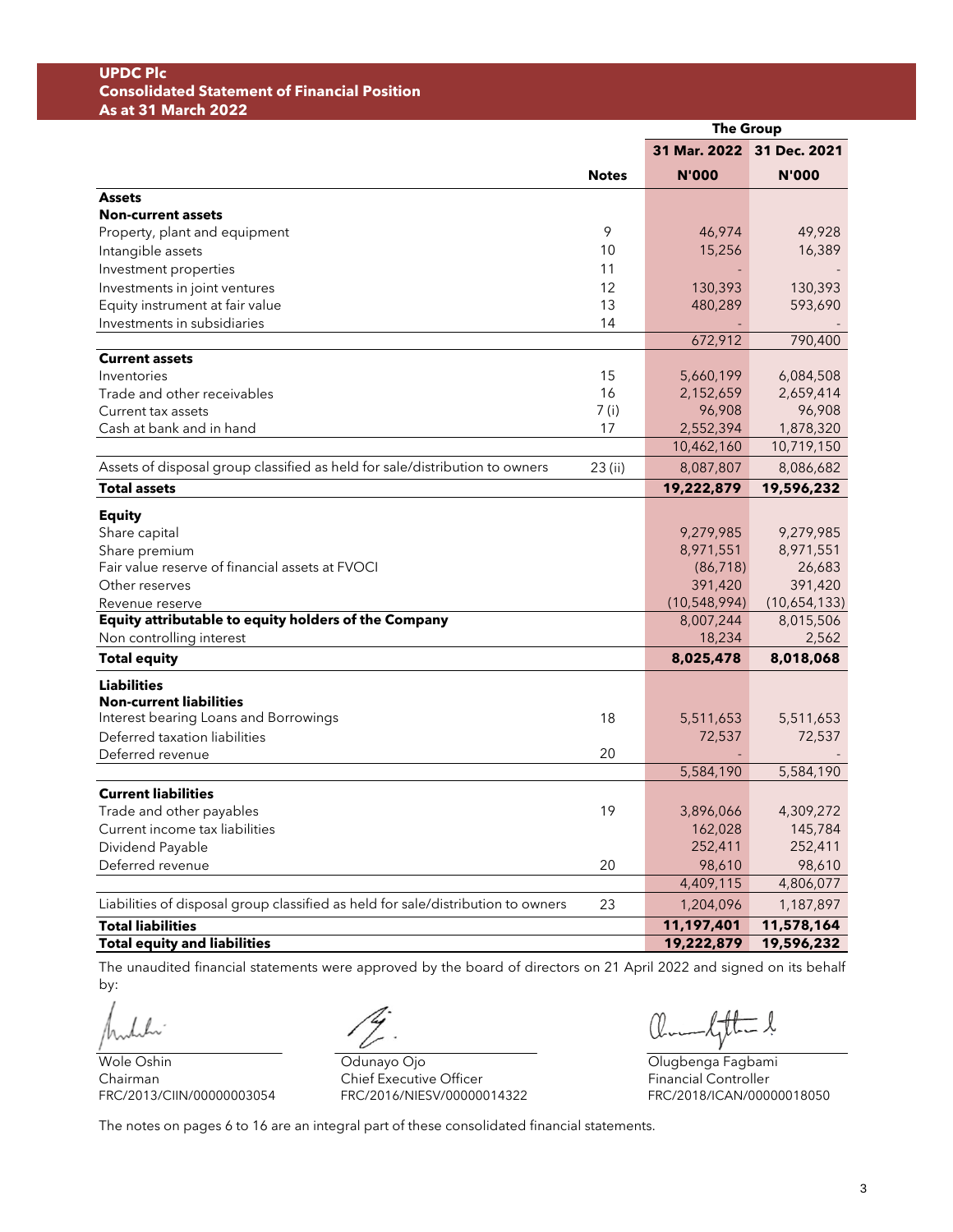# UPDC Plc
## Consolidated Statement of Financial Position
### As at 31 March 2022

| | | The Group | |
|---|---|---|---|
| | Notes | 31 Mar. 2022 | 31 Dec. 2021 |
| | | N'000 | N'000 |
| **Assets** | | | |
| **Non-current assets** | | | |
| Property, plant and equipment | 9 | 46,974 | 49,928 |
| Intangible assets | 10 | 15,256 | 16,389 |
| Investment properties | 11 | - | - |
| Investments in joint ventures | 12 | 130,393 | 130,393 |
| Equity instrument at fair value | 13 | 480,289 | 593,690 |
| Investments in subsidiaries | 14 | - | - |
| | | 672,912 | 790,400 |
| **Current assets** | | | |
| Inventories | 15 | 5,660,199 | 6,084,508 |
| Trade and other receivables | 16 | 2,152,659 | 2,659,414 |
| Current tax assets | 7 (i) | 96,908 | 96,908 |
| Cash at bank and in hand | 17 | 2,552,394 | 1,878,320 |
| | | 10,462,160 | 10,719,150 |
| Assets of disposal group classified as held for sale/distribution to owners | 23 (ii) | 8,087,807 | 8,086,682 |
| **Total assets** | | **19,222,879** | **19,596,232** |
| **Equity** | | | |
| Share capital | | 9,279,985 | 9,279,985 |
| Share premium | | 8,971,551 | 8,971,551 |
| Fair value reserve of financial assets at FVOCI | | (86,718) | 26,683 |
| Other reserves | | 391,420 | 391,420 |
| Revenue reserve | | (10,548,994) | (10,654,133) |
| **Equity attributable to equity holders of the Company** | | 8,007,244 | 8,015,506 |
| Non controlling interest | | 18,234 | 2,562 |
| **Total equity** | | **8,025,478** | **8,018,068** |
| **Liabilities** | | | |
| **Non-current liabilities** | | | |
| Interest bearing Loans and Borrowings | 18 | 5,511,653 | 5,511,653 |
| Deferred taxation liabilities | | 72,537 | 72,537 |
| Deferred revenue | 20 | - | - |
| | | 5,584,190 | 5,584,190 |
| **Current liabilities** | | | |
| Trade and other payables | 19 | 3,896,066 | 4,309,272 |
| Current income tax liabilities | | 162,028 | 145,784 |
| Dividend Payable | | 252,411 | 252,411 |
| Deferred revenue | 20 | 98,610 | 98,610 |
| | | 4,409,115 | 4,806,077 |
| Liabilities of disposal group classified as held for sale/distribution to owners | 23 | 1,204,096 | 1,187,897 |
| **Total liabilities** | | **11,197,401** | **11,578,164** |
| **Total equity and liabilities** | | **19,222,879** | **19,596,232** |

The unaudited financial statements were approved by the board of directors on 21 April 2022 and signed on its behalf by:

Wole Oshin
Chairman
FRC/2013/CIIN/00000003054

Odunayo Ojo
Chief Executive Officer
FRC/2016/NIESV/00000014322

Olugbenga Fagbami
Financial Controller
FRC/2018/ICAN/00000018050

The notes on pages 6 to 16 are an integral part of these consolidated financial statements.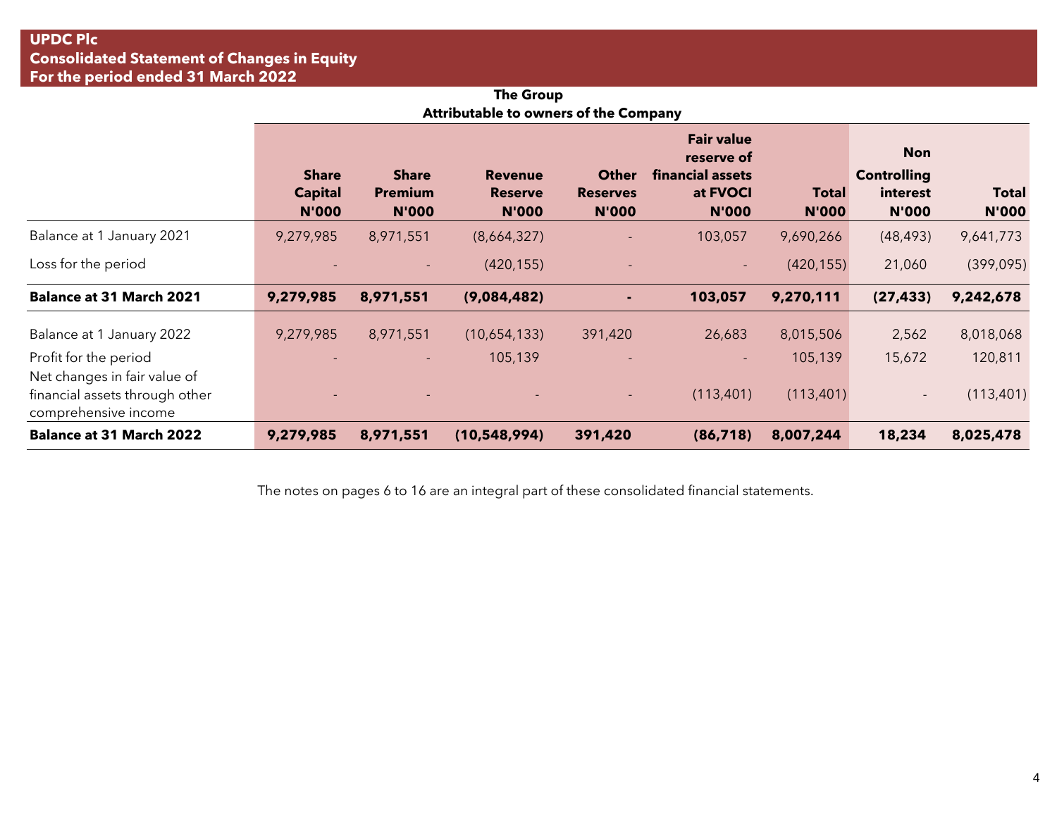## UPDC Plc
## Consolidated Statement of Changes in Equity
## For the period ended 31 March 2022

**The Group**

**Attributable to owners of the Company**

| | Share Capital N'000 | Share Premium N'000 | Revenue Reserve N'000 | Other Reserves N'000 | Fair value reserve of financial assets at FVOCI N'000 | Total N'000 | Non Controlling interest N'000 | Total N'000 |
|---|---|---|---|---|---|---|---|---|
| Balance at 1 January 2021 | 9,279,985 | 8,971,551 | (8,664,327) | - | 103,057 | 9,690,266 | (48,493) | 9,641,773 |
| Loss for the period | - | - | (420,155) | - | - | (420,155) | 21,060 | (399,095) |
| **Balance at 31 March 2021** | **9,279,985** | **8,971,551** | **(9,084,482)** | **-** | **103,057** | **9,270,111** | **(27,433)** | **9,242,678** |
| Balance at 1 January 2022 | 9,279,985 | 8,971,551 | (10,654,133) | 391,420 | 26,683 | 8,015,506 | 2,562 | 8,018,068 |
| Profit for the period | - | - | 105,139 | - | - | 105,139 | 15,672 | 120,811 |
| Net changes in fair value of financial assets through other comprehensive income | - | - | - | - | (113,401) | (113,401) | - | (113,401) |
| **Balance at 31 March 2022** | **9,279,985** | **8,971,551** | **(10,548,994)** | **391,420** | **(86,718)** | **8,007,244** | **18,234** | **8,025,478** |

The notes on pages 6 to 16 are an integral part of these consolidated financial statements.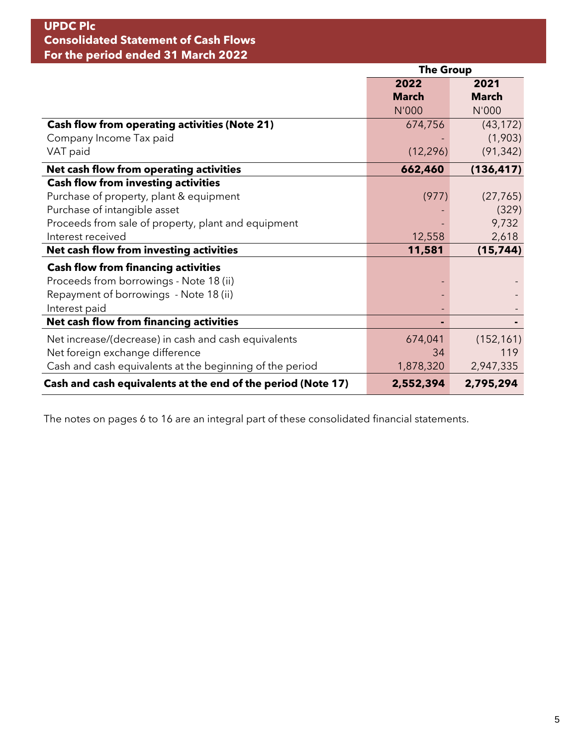# UPDC Plc
## Consolidated Statement of Cash Flows
## For the period ended 31 March 2022

| | The Group | |
|---|---|---|
| | 2022 March | 2021 March |
| | N'000 | N'000 |
| **Cash flow from operating activities (Note 21)** | 674,756 | (43,172) |
| Company Income Tax paid | - | (1,903) |
| VAT paid | (12,296) | (91,342) |
| **Net cash flow from operating activities** | **662,460** | **(136,417)** |
| **Cash flow from investing activities** | | |
| Purchase of property, plant & equipment | (977) | (27,765) |
| Purchase of intangible asset | - | (329) |
| Proceeds from sale of property, plant and equipment | - | 9,732 |
| Interest received | 12,558 | 2,618 |
| **Net cash flow from investing activities** | **11,581** | **(15,744)** |
| **Cash flow from financing activities** | | |
| Proceeds from borrowings - Note 18 (ii) | - | - |
| Repayment of borrowings - Note 18 (ii) | - | - |
| Interest paid | - | - |
| **Net cash flow from financing activities** | **-** | **-** |
| Net increase/(decrease) in cash and cash equivalents | 674,041 | (152,161) |
| Net foreign exchange difference | 34 | 119 |
| Cash and cash equivalents at the beginning of the period | 1,878,320 | 2,947,335 |
| **Cash and cash equivalents at the end of the period (Note 17)** | **2,552,394** | **2,795,294** |

The notes on pages 6 to 16 are an integral part of these consolidated financial statements.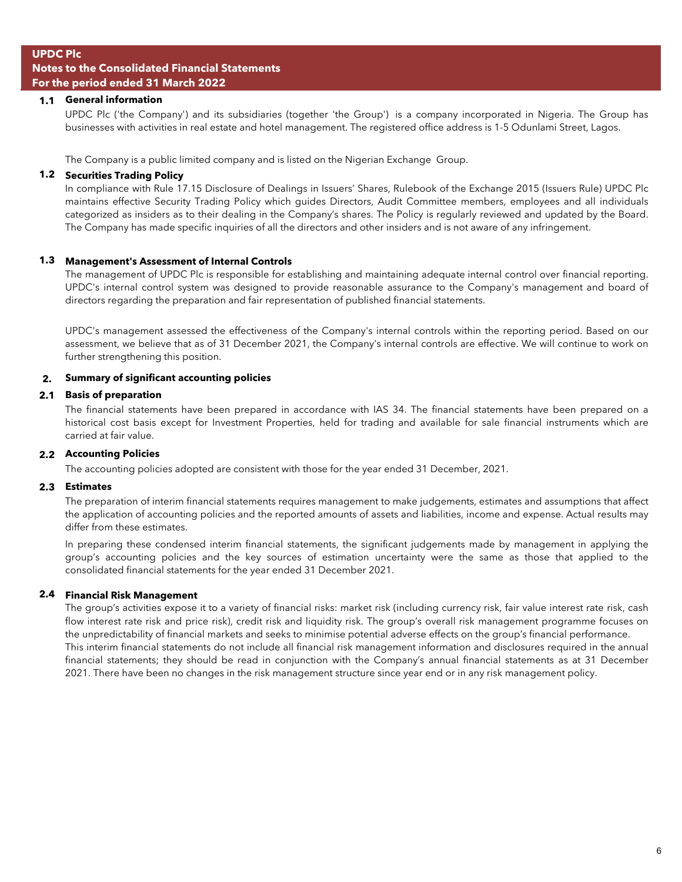**UPDC Plc**
**Notes to the Consolidated Financial Statements**
**For the period ended 31 March 2022**

### 1.1 General information

UPDC Plc ('the Company') and its subsidiaries (together 'the Group') is a company incorporated in Nigeria. The Group has businesses with activities in real estate and hotel management. The registered office address is 1-5 Odunlami Street, Lagos.

The Company is a public limited company and is listed on the Nigerian Exchange Group.

### 1.2 Securities Trading Policy

In compliance with Rule 17.15 Disclosure of Dealings in Issuers' Shares, Rulebook of the Exchange 2015 (Issuers Rule) UPDC Plc maintains effective Security Trading Policy which guides Directors, Audit Committee members, employees and all individuals categorized as insiders as to their dealing in the Company's shares. The Policy is regularly reviewed and updated by the Board. The Company has made specific inquiries of all the directors and other insiders and is not aware of any infringement.

### 1.3 Management's Assessment of Internal Controls

The management of UPDC Plc is responsible for establishing and maintaining adequate internal control over financial reporting. UPDC's internal control system was designed to provide reasonable assurance to the Company's management and board of directors regarding the preparation and fair representation of published financial statements.

UPDC's management assessed the effectiveness of the Company's internal controls within the reporting period. Based on our assessment, we believe that as of 31 December 2021, the Company's internal controls are effective. We will continue to work on further strengthening this position.

## 2. Summary of significant accounting policies

### 2.1 Basis of preparation

The financial statements have been prepared in accordance with IAS 34. The financial statements have been prepared on a historical cost basis except for Investment Properties, held for trading and available for sale financial instruments which are carried at fair value.

### 2.2 Accounting Policies

The accounting policies adopted are consistent with those for the year ended 31 December, 2021.

### 2.3 Estimates

The preparation of interim financial statements requires management to make judgements, estimates and assumptions that affect the application of accounting policies and the reported amounts of assets and liabilities, income and expense. Actual results may differ from these estimates.

In preparing these condensed interim financial statements, the significant judgements made by management in applying the group's accounting policies and the key sources of estimation uncertainty were the same as those that applied to the consolidated financial statements for the year ended 31 December 2021.

### 2.4 Financial Risk Management

The group's activities expose it to a variety of financial risks: market risk (including currency risk, fair value interest rate risk, cash flow interest rate risk and price risk), credit risk and liquidity risk. The group's overall risk management programme focuses on the unpredictability of financial markets and seeks to minimise potential adverse effects on the group's financial performance.
This interim financial statements do not include all financial risk management information and disclosures required in the annual financial statements; they should be read in conjunction with the Company's annual financial statements as at 31 December 2021. There have been no changes in the risk management structure since year end or in any risk management policy.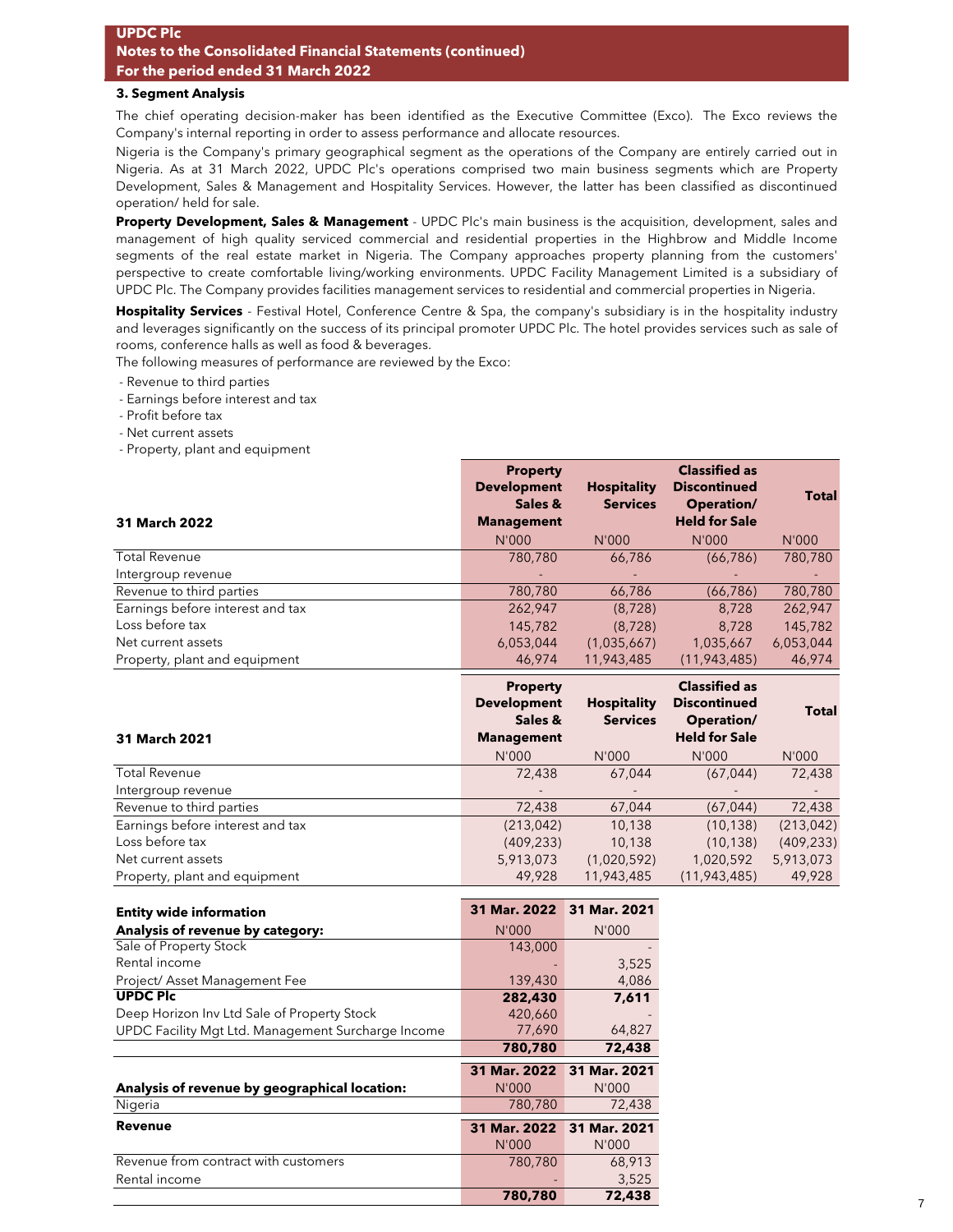**UPDC Plc**
**Notes to the Consolidated Financial Statements (continued)**
**For the period ended 31 March 2022**

### 3. Segment Analysis

The chief operating decision-maker has been identified as the Executive Committee (Exco). The Exco reviews the Company's internal reporting in order to assess performance and allocate resources.

Nigeria is the Company's primary geographical segment as the operations of the Company are entirely carried out in Nigeria. As at 31 March 2022, UPDC Plc's operations comprised two main business segments which are Property Development, Sales & Management and Hospitality Services. However, the latter has been classified as discontinued operation/ held for sale.

**Property Development, Sales & Management** - UPDC Plc's main business is the acquisition, development, sales and management of high quality serviced commercial and residential properties in the Highbrow and Middle Income segments of the real estate market in Nigeria. The Company approaches property planning from the customers' perspective to create comfortable living/working environments. UPDC Facility Management Limited is a subsidiary of UPDC Plc. The Company provides facilities management services to residential and commercial properties in Nigeria.

**Hospitality Services** - Festival Hotel, Conference Centre & Spa, the company's subsidiary is in the hospitality industry and leverages significantly on the success of its principal promoter UPDC Plc. The hotel provides services such as sale of rooms, conference halls as well as food & beverages.

The following measures of performance are reviewed by the Exco:

- Revenue to third parties
- Earnings before interest and tax
- Profit before tax
- Net current assets
- Property, plant and equipment

| **31 March 2022** | **Property Development Sales & Management** | **Hospitality Services** | **Classified as Discontinued Operation/ Held for Sale** | **Total** |
|---|---|---|---|---|
| | N'000 | N'000 | N'000 | N'000 |
| Total Revenue | 780,780 | 66,786 | (66,786) | 780,780 |
| Intergroup revenue | - | - | - | - |
| Revenue to third parties | 780,780 | 66,786 | (66,786) | 780,780 |
| Earnings before interest and tax | 262,947 | (8,728) | 8,728 | 262,947 |
| Loss before tax | 145,782 | (8,728) | 8,728 | 145,782 |
| Net current assets | 6,053,044 | (1,035,667) | 1,035,667 | 6,053,044 |
| Property, plant and equipment | 46,974 | 11,943,485 | (11,943,485) | 46,974 |

| **31 March 2021** | **Property Development Sales & Management** | **Hospitality Services** | **Classified as Discontinued Operation/ Held for Sale** | **Total** |
|---|---|---|---|---|
| | N'000 | N'000 | N'000 | N'000 |
| Total Revenue | 72,438 | 67,044 | (67,044) | 72,438 |
| Intergroup revenue | - | - | - | - |
| Revenue to third parties | 72,438 | 67,044 | (67,044) | 72,438 |
| Earnings before interest and tax | (213,042) | 10,138 | (10,138) | (213,042) |
| Loss before tax | (409,233) | 10,138 | (10,138) | (409,233) |
| Net current assets | 5,913,073 | (1,020,592) | 1,020,592 | 5,913,073 |
| Property, plant and equipment | 49,928 | 11,943,485 | (11,943,485) | 49,928 |

| **Entity wide information** | **31 Mar. 2022** | **31 Mar. 2021** |
|---|---|---|
| **Analysis of revenue by category:** | N'000 | N'000 |
| Sale of Property Stock | 143,000 | - |
| Rental income | - | 3,525 |
| Project/ Asset Management Fee | 139,430 | 4,086 |
| **UPDC Plc** | **282,430** | **7,611** |
| Deep Horizon Inv Ltd Sale of Property Stock | 420,660 | - |
| UPDC Facility Mgt Ltd. Management Surcharge Income | 77,690 | 64,827 |
| | **780,780** | **72,438** |

| | **31 Mar. 2022** | **31 Mar. 2021** |
|---|---|---|
| **Analysis of revenue by geographical location:** | N'000 | N'000 |
| Nigeria | 780,780 | 72,438 |

| **Revenue** | **31 Mar. 2022** | **31 Mar. 2021** |
|---|---|---|
| | N'000 | N'000 |
| Revenue from contract with customers | 780,780 | 68,913 |
| Rental income | - | 3,525 |
| | **780,780** | **72,438** |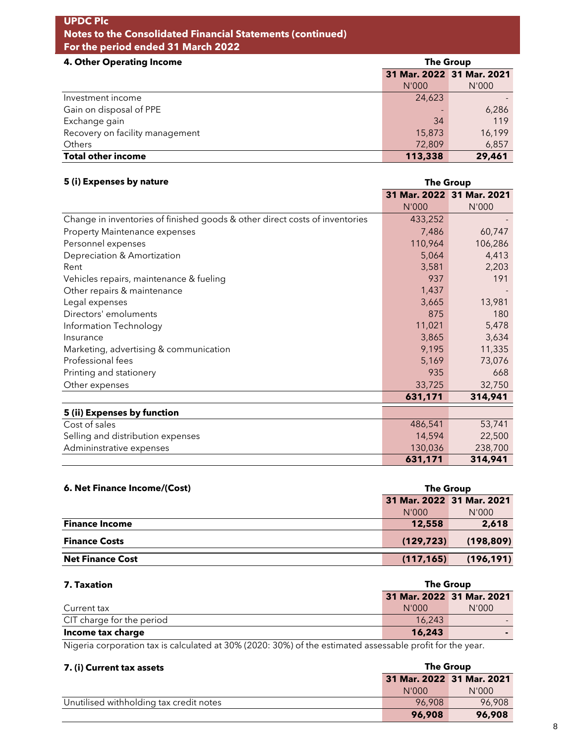**UPDC Plc**
**Notes to the Consolidated Financial Statements (continued)**
**For the period ended 31 March 2022**

## 4. Other Operating Income

| | The Group | |
|---|---|---|
| | 31 Mar. 2022 | 31 Mar. 2021 |
| | N'000 | N'000 |
| Investment income | 24,623 | - |
| Gain on disposal of PPE | - | 6,286 |
| Exchange gain | 34 | 119 |
| Recovery on facility management | 15,873 | 16,199 |
| Others | 72,809 | 6,857 |
| **Total other income** | **113,338** | **29,461** |

## 5 (i) Expenses by nature

| | The Group | |
|---|---|---|
| | 31 Mar. 2022 | 31 Mar. 2021 |
| | N'000 | N'000 |
| Change in inventories of finished goods & other direct costs of inventories | 433,252 | - |
| Property Maintenance expenses | 7,486 | 60,747 |
| Personnel expenses | 110,964 | 106,286 |
| Depreciation & Amortization | 5,064 | 4,413 |
| Rent | 3,581 | 2,203 |
| Vehicles repairs, maintenance & fueling | 937 | 191 |
| Other repairs & maintenance | 1,437 | - |
| Legal expenses | 3,665 | 13,981 |
| Directors' emoluments | 875 | 180 |
| Information Technology | 11,021 | 5,478 |
| Insurance | 3,865 | 3,634 |
| Marketing, advertising & communication | 9,195 | 11,335 |
| Professional fees | 5,169 | 73,076 |
| Printing and stationery | 935 | 668 |
| Other expenses | 33,725 | 32,750 |
| | **631,171** | **314,941** |

## 5 (ii) Expenses by function

| | 31 Mar. 2022 | 31 Mar. 2021 |
|---|---|---|
| Cost of sales | 486,541 | 53,741 |
| Selling and distribution expenses | 14,594 | 22,500 |
| Admininstrative expenses | 130,036 | 238,700 |
| | **631,171** | **314,941** |

## 6. Net Finance Income/(Cost)

| | The Group | |
|---|---|---|
| | 31 Mar. 2022 | 31 Mar. 2021 |
| | N'000 | N'000 |
| **Finance Income** | **12,558** | **2,618** |
| **Finance Costs** | **(129,723)** | **(198,809)** |
| **Net Finance Cost** | **(117,165)** | **(196,191)** |

## 7. Taxation

| | The Group | |
|---|---|---|
| | 31 Mar. 2022 | 31 Mar. 2021 |
| Current tax | N'000 | N'000 |
| CIT charge for the period | 16,243 | - |
| **Income tax charge** | **16,243** | **-** |

Nigeria corporation tax is calculated at 30% (2020: 30%) of the estimated assessable profit for the year.

## 7. (i) Current tax assets

| | The Group | |
|---|---|---|
| | 31 Mar. 2022 | 31 Mar. 2021 |
| | N'000 | N'000 |
| Unutilised withholding tax credit notes | 96,908 | 96,908 |
| | **96,908** | **96,908** |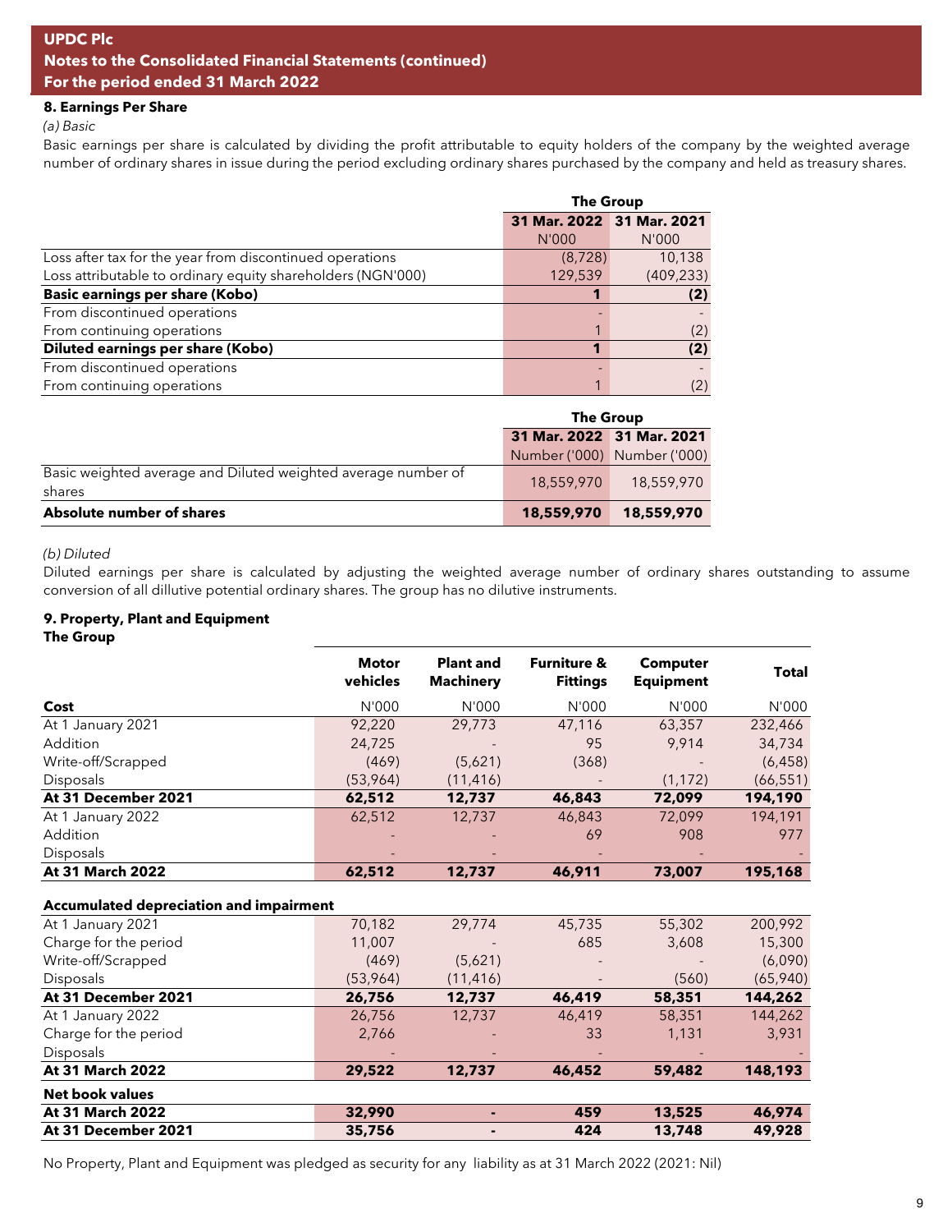**8. Earnings Per Share**

*(a) Basic*

Basic earnings per share is calculated by dividing the profit attributable to equity holders of the company by the weighted average number of ordinary shares in issue during the period excluding ordinary shares purchased by the company and held as treasury shares.

| | The Group | |
|---|---|---|
| | 31 Mar. 2022 | 31 Mar. 2021 |
| | N'000 | N'000 |
| Loss after tax for the year from discontinued operations | (8,728) | 10,138 |
| Loss attributable to ordinary equity shareholders (NGN'000) | 129,539 | (409,233) |
| **Basic earnings per share (Kobo)** | **1** | **(2)** |
| From discontinued operations | - | - |
| From continuing operations | 1 | (2) |
| **Diluted earnings per share (Kobo)** | **1** | **(2)** |
| From discontinued operations | - | - |
| From continuing operations | 1 | (2) |

| | The Group | |
|---|---|---|
| | 31 Mar. 2022 | 31 Mar. 2021 |
| | Number ('000) | Number ('000) |
| Basic weighted average and Diluted weighted average number of shares | 18,559,970 | 18,559,970 |
| **Absolute number of shares** | **18,559,970** | **18,559,970** |

*(b) Diluted*

Diluted earnings per share is calculated by adjusting the weighted average number of ordinary shares outstanding to assume conversion of all dillutive potential ordinary shares. The group has no dilutive instruments.

**9. Property, Plant and Equipment**

**The Group**

| | Motor vehicles | Plant and Machinery | Furniture & Fittings | Computer Equipment | Total |
|---|---|---|---|---|---|
| **Cost** | N'000 | N'000 | N'000 | N'000 | N'000 |
| At 1 January 2021 | 92,220 | 29,773 | 47,116 | 63,357 | 232,466 |
| Addition | 24,725 | - | 95 | 9,914 | 34,734 |
| Write-off/Scrapped | (469) | (5,621) | (368) | - | (6,458) |
| Disposals | (53,964) | (11,416) | - | (1,172) | (66,551) |
| **At 31 December 2021** | **62,512** | **12,737** | **46,843** | **72,099** | **194,190** |
| At 1 January 2022 | 62,512 | 12,737 | 46,843 | 72,099 | 194,191 |
| Addition | - | - | 69 | 908 | 977 |
| Disposals | - | - | - | - | - |
| **At 31 March 2022** | **62,512** | **12,737** | **46,911** | **73,007** | **195,168** |
| **Accumulated depreciation and impairment** | | | | | |
| At 1 January 2021 | 70,182 | 29,774 | 45,735 | 55,302 | 200,992 |
| Charge for the period | 11,007 | - | 685 | 3,608 | 15,300 |
| Write-off/Scrapped | (469) | (5,621) | - | - | (6,090) |
| Disposals | (53,964) | (11,416) | - | (560) | (65,940) |
| **At 31 December 2021** | **26,756** | **12,737** | **46,419** | **58,351** | **144,262** |
| At 1 January 2022 | 26,756 | 12,737 | 46,419 | 58,351 | 144,262 |
| Charge for the period | 2,766 | - | 33 | 1,131 | 3,931 |
| Disposals | - | - | - | - | - |
| **At 31 March 2022** | **29,522** | **12,737** | **46,452** | **59,482** | **148,193** |
| **Net book values** | | | | | |
| **At 31 March 2022** | **32,990** | **-** | **459** | **13,525** | **46,974** |
| **At 31 December 2021** | **35,756** | **-** | **424** | **13,748** | **49,928** |

No Property, Plant and Equipment was pledged as security for any liability as at 31 March 2022 (2021: Nil)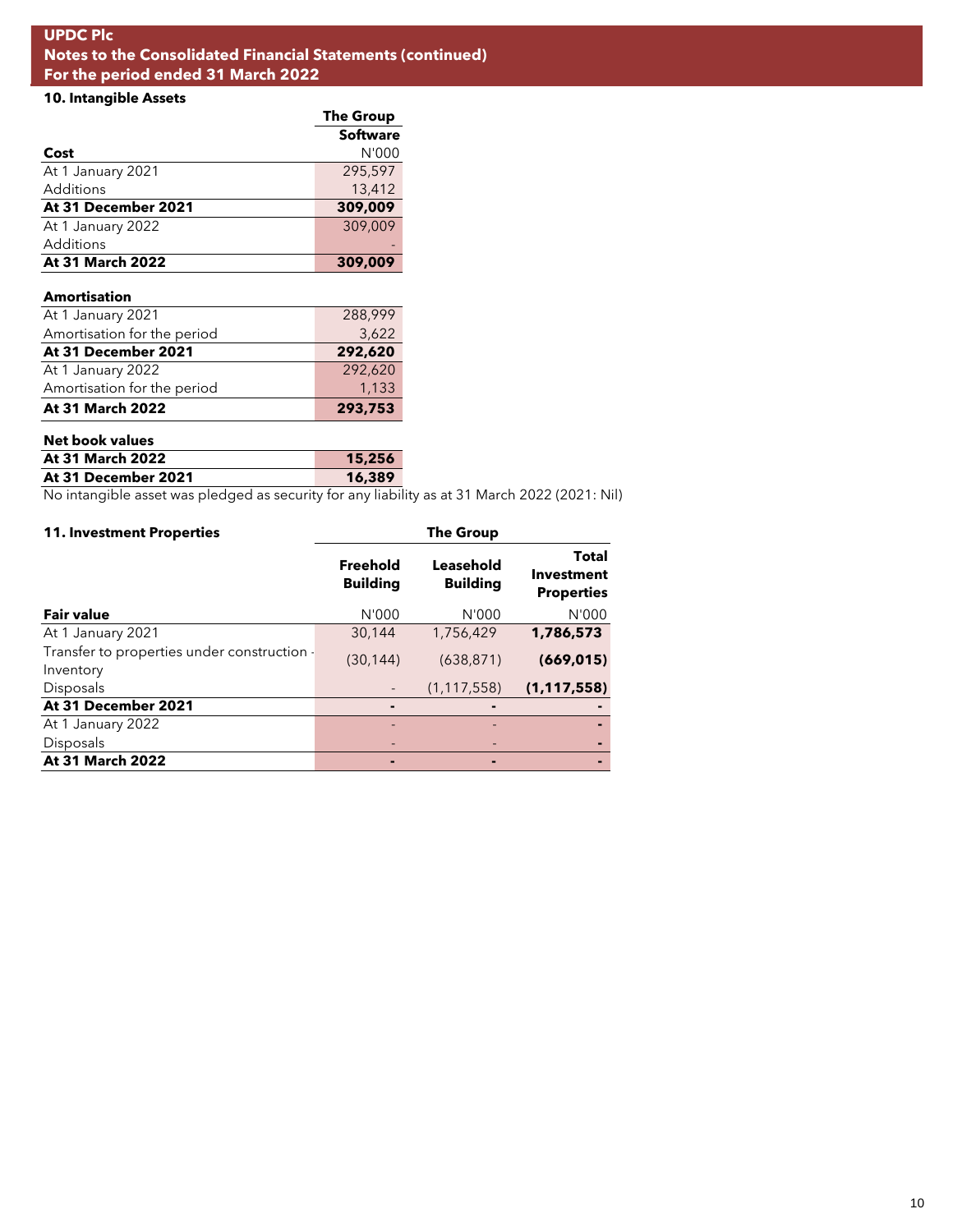UPDC Plc
Notes to the Consolidated Financial Statements (continued)
For the period ended 31 March 2022

### 10. Intangible Assets

| | The Group |
|---|---|
| | **Software** |
| **Cost** | N'000 |
| At 1 January 2021 | 295,597 |
| Additions | 13,412 |
| **At 31 December 2021** | **309,009** |
| At 1 January 2022 | 309,009 |
| Additions | - |
| **At 31 March 2022** | **309,009** |
| | |
| **Amortisation** | |
| At 1 January 2021 | 288,999 |
| Amortisation for the period | 3,622 |
| **At 31 December 2021** | **292,620** |
| At 1 January 2022 | 292,620 |
| Amortisation for the period | 1,133 |
| **At 31 March 2022** | **293,753** |
| | |
| **Net book values** | |
| **At 31 March 2022** | **15,256** |
| **At 31 December 2021** | **16,389** |

No intangible asset was pledged as security for any liability as at 31 March 2022 (2021: Nil)

### 11. Investment Properties

| | The Group | | |
|---|---|---|---|
| | **Freehold Building** | **Leasehold Building** | **Total Investment Properties** |
| **Fair value** | N'000 | N'000 | N'000 |
| At 1 January 2021 | 30,144 | 1,756,429 | **1,786,573** |
| Transfer to properties under construction - Inventory | (30,144) | (638,871) | **(669,015)** |
| Disposals | - | (1,117,558) | **(1,117,558)** |
| **At 31 December 2021** | **-** | **-** | **-** |
| At 1 January 2022 | - | - | **-** |
| Disposals | - | - | **-** |
| **At 31 March 2022** | **-** | **-** | **-** |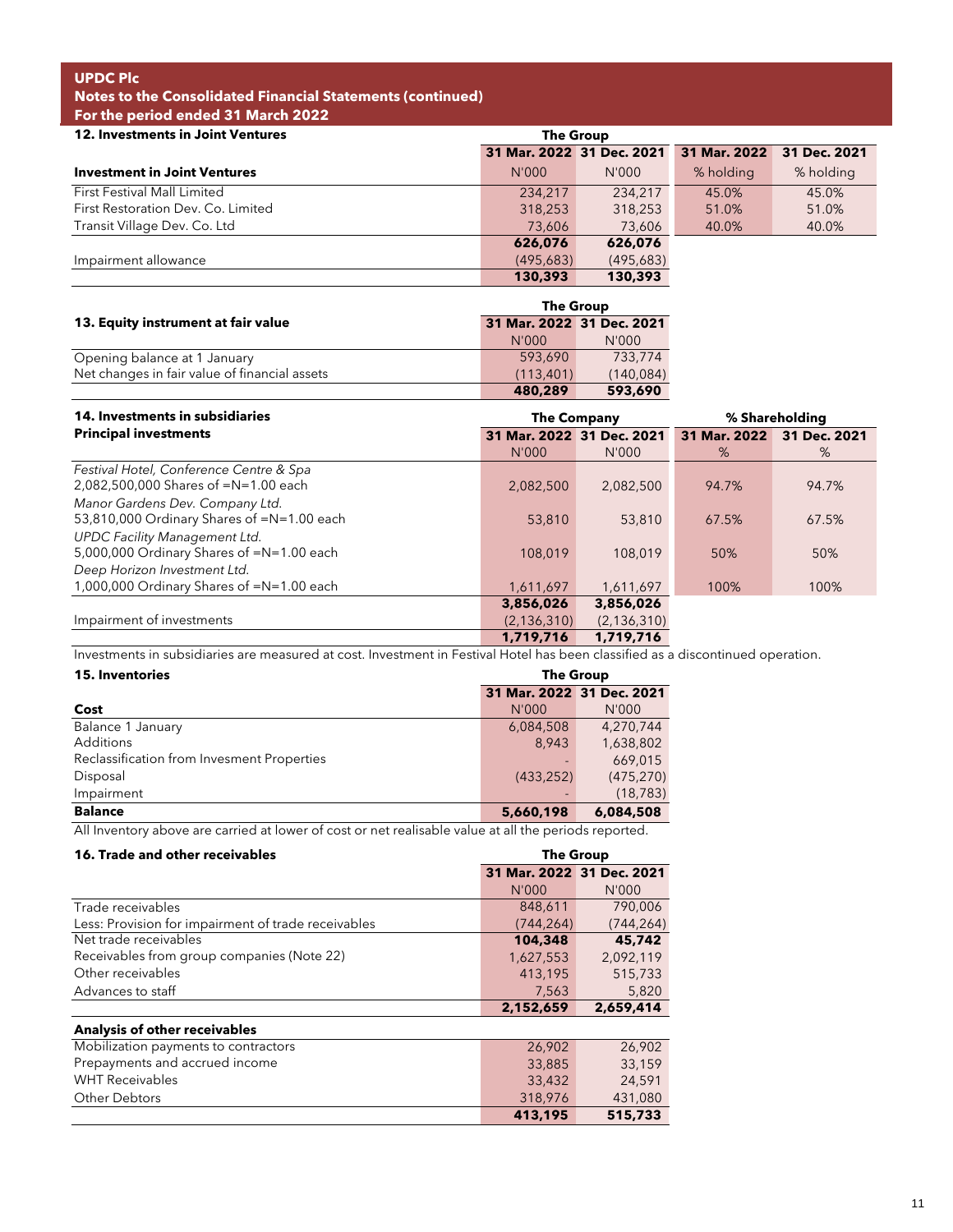**UPDC Plc**
**Notes to the Consolidated Financial Statements (continued)**
**For the period ended 31 March 2022**

## 12. Investments in Joint Ventures

| | The Group | | | |
|---|---|---|---|---|
| | **31 Mar. 2022** | **31 Dec. 2021** | **31 Mar. 2022** | **31 Dec. 2021** |
| **Investment in Joint Ventures** | N'000 | N'000 | % holding | % holding |
| First Festival Mall Limited | 234,217 | 234,217 | 45.0% | 45.0% |
| First Restoration Dev. Co. Limited | 318,253 | 318,253 | 51.0% | 51.0% |
| Transit Village Dev. Co. Ltd | 73,606 | 73,606 | 40.0% | 40.0% |
| | **626,076** | **626,076** | | |
| Impairment allowance | (495,683) | (495,683) | | |
| | **130,393** | **130,393** | | |

## 13. Equity instrument at fair value

| | The Group | |
|---|---|---|
| | **31 Mar. 2022** | **31 Dec. 2021** |
| | N'000 | N'000 |
| Opening balance at 1 January | 593,690 | 733,774 |
| Net changes in fair value of financial assets | (113,401) | (140,084) |
| | **480,289** | **593,690** |

## 14. Investments in subsidiaries

| **Principal investments** | The Company | | % Shareholding | |
|---|---|---|---|---|
| | **31 Mar. 2022** N'000 | **31 Dec. 2021** N'000 | **31 Mar. 2022** % | **31 Dec. 2021** % |
| *Festival Hotel, Conference Centre & Spa* 2,082,500,000 Shares of =N=1.00 each | 2,082,500 | 2,082,500 | 94.7% | 94.7% |
| *Manor Gardens Dev. Company Ltd.* 53,810,000 Ordinary Shares of =N=1.00 each | 53,810 | 53,810 | 67.5% | 67.5% |
| *UPDC Facility Management Ltd.* 5,000,000 Ordinary Shares of =N=1.00 each | 108,019 | 108,019 | 50% | 50% |
| *Deep Horizon Investment Ltd.* 1,000,000 Ordinary Shares of =N=1.00 each | 1,611,697 | 1,611,697 | 100% | 100% |
| | **3,856,026** | **3,856,026** | | |
| Impairment of investments | (2,136,310) | (2,136,310) | | |
| | **1,719,716** | **1,719,716** | | |

Investments in subsidiaries are measured at cost. Investment in Festival Hotel has been classified as a discontinued operation.

## 15. Inventories

| | The Group | |
|---|---|---|
| | **31 Mar. 2022** | **31 Dec. 2021** |
| **Cost** | N'000 | N'000 |
| Balance 1 January | 6,084,508 | 4,270,744 |
| Additions | 8,943 | 1,638,802 |
| Reclassification from Invesment Properties | - | 669,015 |
| Disposal | (433,252) | (475,270) |
| Impairment | - | (18,783) |
| **Balance** | **5,660,198** | **6,084,508** |

All Inventory above are carried at lower of cost or net realisable value at all the periods reported.

## 16. Trade and other receivables

| | The Group | |
|---|---|---|
| | **31 Mar. 2022** | **31 Dec. 2021** |
| | N'000 | N'000 |
| Trade receivables | 848,611 | 790,006 |
| Less: Provision for impairment of trade receivables | (744,264) | (744,264) |
| Net trade receivables | **104,348** | **45,742** |
| Receivables from group companies (Note 22) | 1,627,553 | 2,092,119 |
| Other receivables | 413,195 | 515,733 |
| Advances to staff | 7,563 | 5,820 |
| | **2,152,659** | **2,659,414** |
| **Analysis of other receivables** | | |
| Mobilization payments to contractors | 26,902 | 26,902 |
| Prepayments and accrued income | 33,885 | 33,159 |
| WHT Receivables | 33,432 | 24,591 |
| Other Debtors | 318,976 | 431,080 |
| | **413,195** | **515,733** |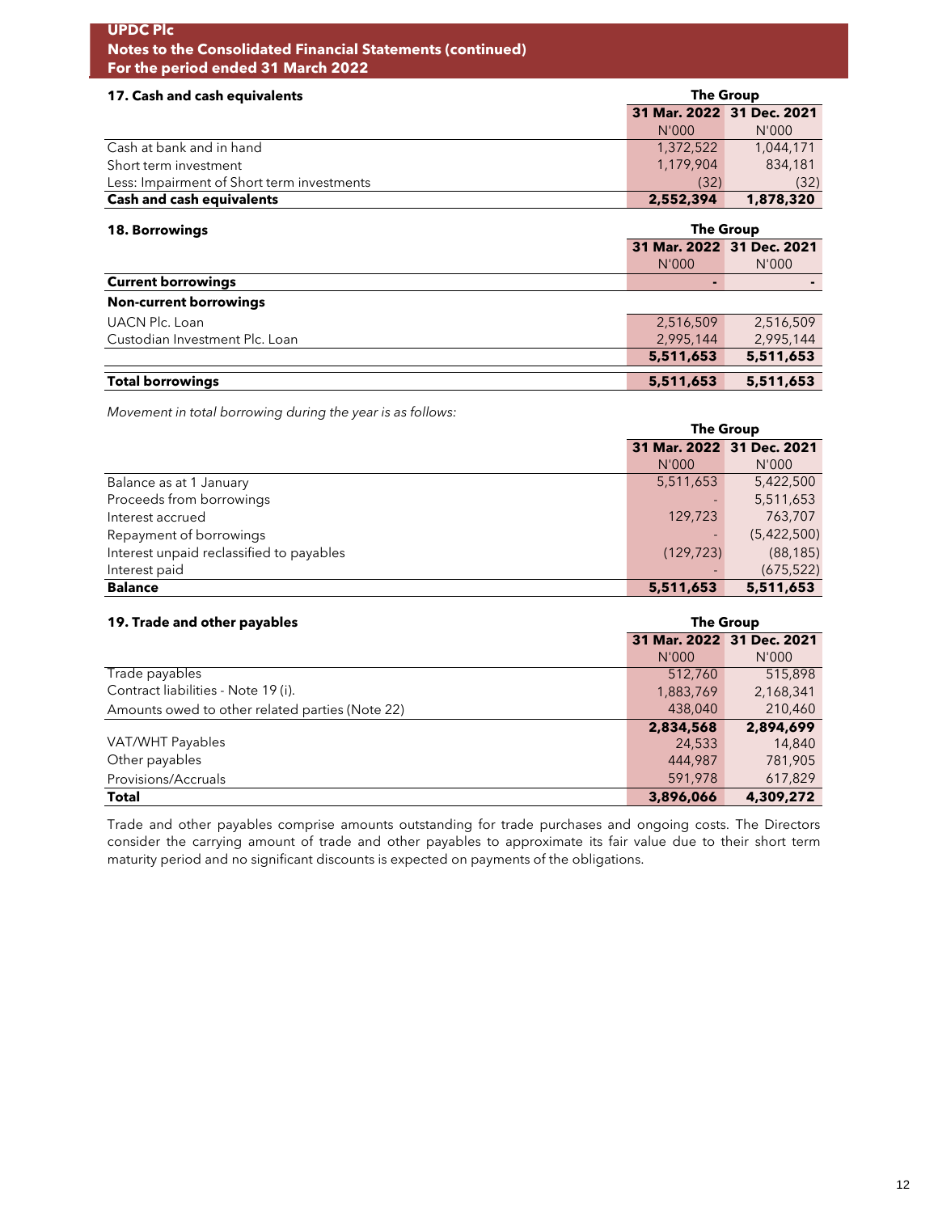## 17. Cash and cash equivalents

| | The Group | |
|---|---|---|
| | 31 Mar. 2022 | 31 Dec. 2021 |
| | N'000 | N'000 |
| Cash at bank and in hand | 1,372,522 | 1,044,171 |
| Short term investment | 1,179,904 | 834,181 |
| Less: Impairment of Short term investments | (32) | (32) |
| **Cash and cash equivalents** | **2,552,394** | **1,878,320** |

## 18. Borrowings

| | The Group | |
|---|---|---|
| | 31 Mar. 2022 | 31 Dec. 2021 |
| | N'000 | N'000 |
| **Current borrowings** | - | - |
| **Non-current borrowings** | | |
| UACN Plc. Loan | 2,516,509 | 2,516,509 |
| Custodian Investment Plc. Loan | 2,995,144 | 2,995,144 |
| | **5,511,653** | **5,511,653** |
| **Total borrowings** | **5,511,653** | **5,511,653** |

*Movement in total borrowing during the year is as follows:*

| | The Group | |
|---|---|---|
| | 31 Mar. 2022 | 31 Dec. 2021 |
| | N'000 | N'000 |
| Balance as at 1 January | 5,511,653 | 5,422,500 |
| Proceeds from borrowings | - | 5,511,653 |
| Interest accrued | 129,723 | 763,707 |
| Repayment of borrowings | - | (5,422,500) |
| Interest unpaid reclassified to payables | (129,723) | (88,185) |
| Interest paid | - | (675,522) |
| **Balance** | **5,511,653** | **5,511,653** |

## 19. Trade and other payables

| | The Group | |
|---|---|---|
| | 31 Mar. 2022 | 31 Dec. 2021 |
| | N'000 | N'000 |
| Trade payables | 512,760 | 515,898 |
| Contract liabilities - Note 19 (i). | 1,883,769 | 2,168,341 |
| Amounts owed to other related parties (Note 22) | 438,040 | 210,460 |
| | **2,834,568** | **2,894,699** |
| VAT/WHT Payables | 24,533 | 14,840 |
| Other payables | 444,987 | 781,905 |
| Provisions/Accruals | 591,978 | 617,829 |
| **Total** | **3,896,066** | **4,309,272** |

Trade and other payables comprise amounts outstanding for trade purchases and ongoing costs. The Directors consider the carrying amount of trade and other payables to approximate its fair value due to their short term maturity period and no significant discounts is expected on payments of the obligations.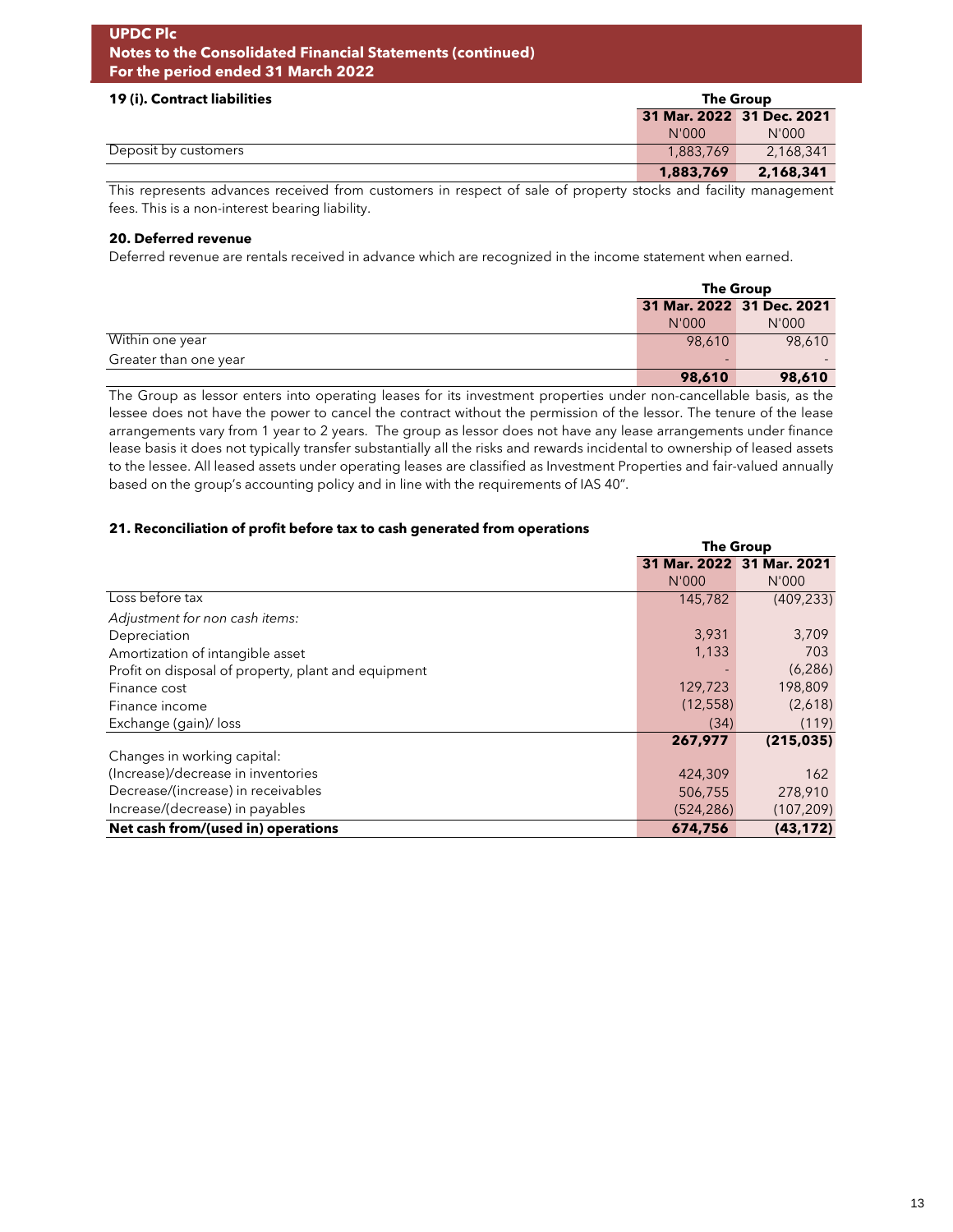## 19 (i). Contract liabilities

| | The Group | |
|---|---|---|
| | 31 Mar. 2022 | 31 Dec. 2021 |
| | N'000 | N'000 |
| Deposit by customers | 1,883,769 | 2,168,341 |
| | **1,883,769** | **2,168,341** |

This represents advances received from customers in respect of sale of property stocks and facility management fees. This is a non-interest bearing liability.

## 20. Deferred revenue

Deferred revenue are rentals received in advance which are recognized in the income statement when earned.

| | The Group | |
|---|---|---|
| | 31 Mar. 2022 | 31 Dec. 2021 |
| | N'000 | N'000 |
| Within one year | 98,610 | 98,610 |
| Greater than one year | - | - |
| | **98,610** | **98,610** |

The Group as lessor enters into operating leases for its investment properties under non-cancellable basis, as the lessee does not have the power to cancel the contract without the permission of the lessor. The tenure of the lease arrangements vary from 1 year to 2 years. The group as lessor does not have any lease arrangements under finance lease basis it does not typically transfer substantially all the risks and rewards incidental to ownership of leased assets to the lessee. All leased assets under operating leases are classified as Investment Properties and fair-valued annually based on the group's accounting policy and in line with the requirements of IAS 40".

## 21. Reconciliation of profit before tax to cash generated from operations

| | The Group | |
|---|---|---|
| | 31 Mar. 2022 | 31 Mar. 2021 |
| | N'000 | N'000 |
| Loss before tax | 145,782 | (409,233) |
| *Adjustment for non cash items:* | | |
| Depreciation | 3,931 | 3,709 |
| Amortization of intangible asset | 1,133 | 703 |
| Profit on disposal of property, plant and equipment | - | (6,286) |
| Finance cost | 129,723 | 198,809 |
| Finance income | (12,558) | (2,618) |
| Exchange (gain)/ loss | (34) | (119) |
| | **267,977** | **(215,035)** |
| Changes in working capital: | | |
| (Increase)/decrease in inventories | 424,309 | 162 |
| Decrease/(increase) in receivables | 506,755 | 278,910 |
| Increase/(decrease) in payables | (524,286) | (107,209) |
| **Net cash from/(used in) operations** | **674,756** | **(43,172)** |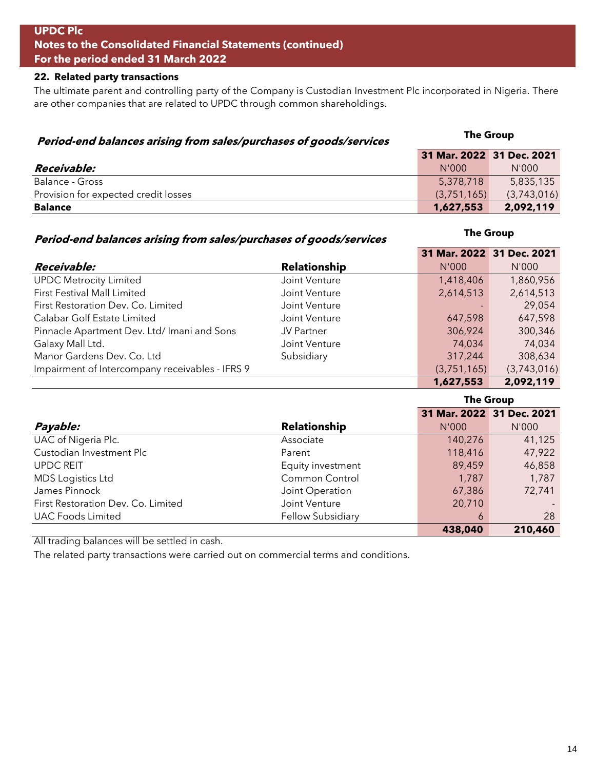**UPDC Plc**
**Notes to the Consolidated Financial Statements (continued)**
**For the period ended 31 March 2022**

### 22. Related party transactions

The ultimate parent and controlling party of the Company is Custodian Investment Plc incorporated in Nigeria. There are other companies that are related to UPDC through common shareholdings.

***Period-end balances arising from sales/purchases of goods/services***

| | The Group | |
|---|---|---|
| | **31 Mar. 2022** | **31 Dec. 2021** |
| ***Receivable:*** | N'000 | N'000 |
| Balance - Gross | 5,378,718 | 5,835,135 |
| Provision for expected credit losses | (3,751,165) | (3,743,016) |
| **Balance** | **1,627,553** | **2,092,119** |

***Period-end balances arising from sales/purchases of goods/services***

| | | The Group | |
|---|---|---|---|
| | | **31 Mar. 2022** | **31 Dec. 2021** |
| ***Receivable:*** | **Relationship** | N'000 | N'000 |
| UPDC Metrocity Limited | Joint Venture | 1,418,406 | 1,860,956 |
| First Festival Mall Limited | Joint Venture | 2,614,513 | 2,614,513 |
| First Restoration Dev. Co. Limited | Joint Venture | - | 29,054 |
| Calabar Golf Estate Limited | Joint Venture | 647,598 | 647,598 |
| Pinnacle Apartment Dev. Ltd/ Imani and Sons | JV Partner | 306,924 | 300,346 |
| Galaxy Mall Ltd. | Joint Venture | 74,034 | 74,034 |
| Manor Gardens Dev. Co. Ltd | Subsidiary | 317,244 | 308,634 |
| Impairment of Intercompany receivables - IFRS 9 | | (3,751,165) | (3,743,016) |
| | | **1,627,553** | **2,092,119** |

| | | The Group | |
|---|---|---|---|
| | | **31 Mar. 2022** | **31 Dec. 2021** |
| ***Payable:*** | **Relationship** | N'000 | N'000 |
| UAC of Nigeria Plc. | Associate | 140,276 | 41,125 |
| Custodian Investment Plc | Parent | 118,416 | 47,922 |
| UPDC REIT | Equity investment | 89,459 | 46,858 |
| MDS Logistics Ltd | Common Control | 1,787 | 1,787 |
| James Pinnock | Joint Operation | 67,386 | 72,741 |
| First Restoration Dev. Co. Limited | Joint Venture | 20,710 | - |
| UAC Foods Limited | Fellow Subsidiary | 6 | 28 |
| | | **438,040** | **210,460** |

All trading balances will be settled in cash.

The related party transactions were carried out on commercial terms and conditions.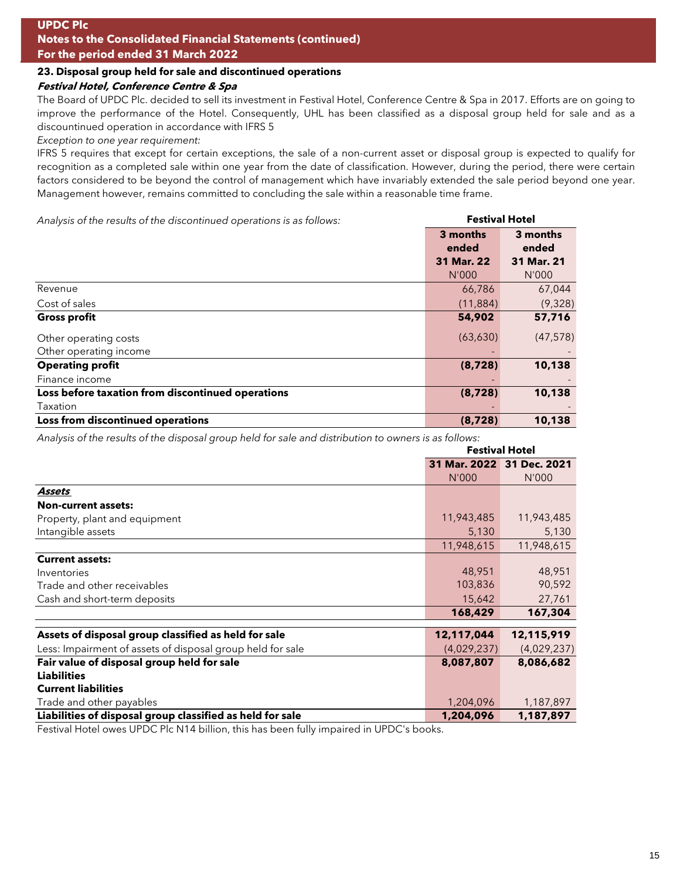## 23. Disposal group held for sale and discontinued operations

### *Festival Hotel, Conference Centre & Spa*

The Board of UPDC Plc. decided to sell its investment in Festival Hotel, Conference Centre & Spa in 2017. Efforts are on going to improve the performance of the Hotel. Consequently, UHL has been classified as a disposal group held for sale and as a discountinued operation in accordance with IFRS 5

*Exception to one year requirement:*

IFRS 5 requires that except for certain exceptions, the sale of a non-current asset or disposal group is expected to qualify for recognition as a completed sale within one year from the date of classification. However, during the period, there were certain factors considered to be beyond the control of management which have invariably extended the sale period beyond one year. Management however, remains committed to concluding the sale within a reasonable time frame.

*Analysis of the results of the discontinued operations is as follows:*

| | **Festival Hotel** | |
|---|---|---|
| | **3 months ended 31 Mar. 22** | **3 months ended 31 Mar. 21** |
| | N'000 | N'000 |
| Revenue | 66,786 | 67,044 |
| Cost of sales | (11,884) | (9,328) |
| **Gross profit** | **54,902** | **57,716** |
| Other operating costs | (63,630) | (47,578) |
| Other operating income | - | - |
| **Operating profit** | **(8,728)** | **10,138** |
| Finance income | - | - |
| **Loss before taxation from discontinued operations** | **(8,728)** | **10,138** |
| Taxation | - | - |
| **Loss from discontinued operations** | **(8,728)** | **10,138** |

*Analysis of the results of the disposal group held for sale and distribution to owners is as follows:*

| | **Festival Hotel** | |
|---|---|---|
| | **31 Mar. 2022** | **31 Dec. 2021** |
| | N'000 | N'000 |
| ***Assets*** | | |
| **Non-current assets:** | | |
| Property, plant and equipment | 11,943,485 | 11,943,485 |
| Intangible assets | 5,130 | 5,130 |
| | 11,948,615 | 11,948,615 |
| **Current assets:** | | |
| Inventories | 48,951 | 48,951 |
| Trade and other receivables | 103,836 | 90,592 |
| Cash and short-term deposits | 15,642 | 27,761 |
| | **168,429** | **167,304** |
| **Assets of disposal group classified as held for sale** | **12,117,044** | **12,115,919** |
| Less: Impairment of assets of disposal group held for sale | (4,029,237) | (4,029,237) |
| **Fair value of disposal group held for sale** | **8,087,807** | **8,086,682** |
| **Liabilities** | | |
| **Current liabilities** | | |
| Trade and other payables | 1,204,096 | 1,187,897 |
| **Liabilities of disposal group classified as held for sale** | **1,204,096** | **1,187,897** |

Festival Hotel owes UPDC Plc N14 billion, this has been fully impaired in UPDC's books.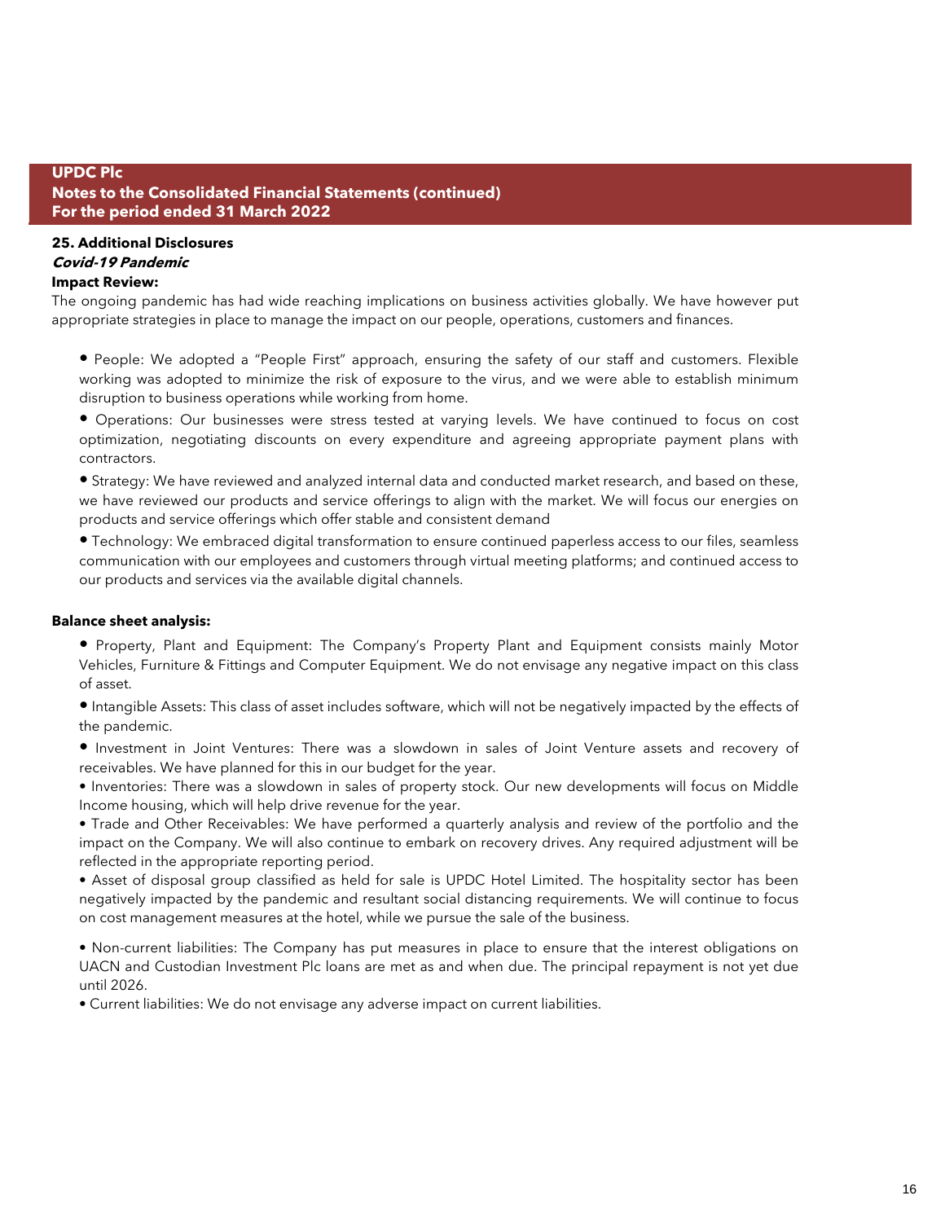**UPDC Plc**
**Notes to the Consolidated Financial Statements (continued)**
**For the period ended 31 March 2022**

## 25. Additional Disclosures

***Covid-19 Pandemic***

**Impact Review:**

The ongoing pandemic has had wide reaching implications on business activities globally. We have however put appropriate strategies in place to manage the impact on our people, operations, customers and finances.

- People: We adopted a "People First" approach, ensuring the safety of our staff and customers. Flexible working was adopted to minimize the risk of exposure to the virus, and we were able to establish minimum disruption to business operations while working from home.
- Operations: Our businesses were stress tested at varying levels. We have continued to focus on cost optimization, negotiating discounts on every expenditure and agreeing appropriate payment plans with contractors.
- Strategy: We have reviewed and analyzed internal data and conducted market research, and based on these, we have reviewed our products and service offerings to align with the market. We will focus our energies on products and service offerings which offer stable and consistent demand
- Technology: We embraced digital transformation to ensure continued paperless access to our files, seamless communication with our employees and customers through virtual meeting platforms; and continued access to our products and services via the available digital channels.

**Balance sheet analysis:**

- Property, Plant and Equipment: The Company's Property Plant and Equipment consists mainly Motor Vehicles, Furniture & Fittings and Computer Equipment. We do not envisage any negative impact on this class of asset.
- Intangible Assets: This class of asset includes software, which will not be negatively impacted by the effects of the pandemic.
- Investment in Joint Ventures: There was a slowdown in sales of Joint Venture assets and recovery of receivables. We have planned for this in our budget for the year.
- Inventories: There was a slowdown in sales of property stock. Our new developments will focus on Middle Income housing, which will help drive revenue for the year.
- Trade and Other Receivables: We have performed a quarterly analysis and review of the portfolio and the impact on the Company. We will also continue to embark on recovery drives. Any required adjustment will be reflected in the appropriate reporting period.
- Asset of disposal group classified as held for sale is UPDC Hotel Limited. The hospitality sector has been negatively impacted by the pandemic and resultant social distancing requirements. We will continue to focus on cost management measures at the hotel, while we pursue the sale of the business.
- Non-current liabilities: The Company has put measures in place to ensure that the interest obligations on UACN and Custodian Investment Plc loans are met as and when due. The principal repayment is not yet due until 2026.
- Current liabilities: We do not envisage any adverse impact on current liabilities.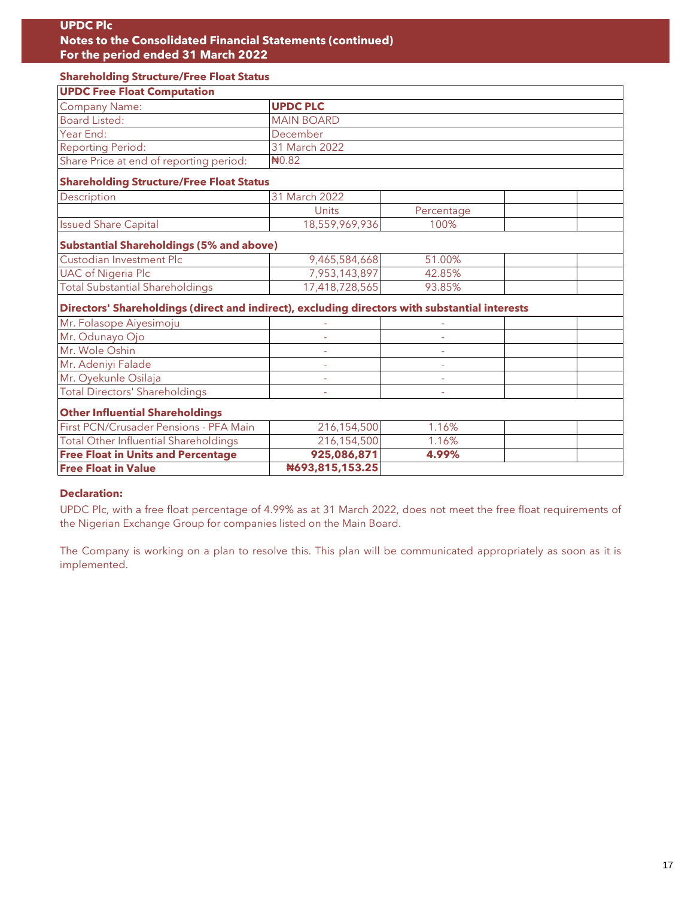### Shareholding Structure/Free Float Status

| **UPDC Free Float Computation** | | | | |
|---|---|---|---|---|
| Company Name: | **UPDC PLC** | | | |
| Board Listed: | MAIN BOARD | | | |
| Year End: | December | | | |
| Reporting Period: | 31 March 2022 | | | |
| Share Price at end of reporting period: | ₦0.82 | | | |
| **Shareholding Structure/Free Float Status** | | | | |
| Description | 31 March 2022 | | | |
| | Units | Percentage | | |
| Issued Share Capital | 18,559,969,936 | 100% | | |
| **Substantial Shareholdings (5% and above)** | | | | |
| Custodian Investment Plc | 9,465,584,668 | 51.00% | | |
| UAC of Nigeria Plc | 7,953,143,897 | 42.85% | | |
| Total Substantial Shareholdings | 17,418,728,565 | 93.85% | | |
| **Directors' Shareholdings (direct and indirect), excluding directors with substantial interests** | | | | |
| Mr. Folasope Aiyesimoju | - | - | | |
| Mr. Odunayo Ojo | - | - | | |
| Mr. Wole Oshin | - | - | | |
| Mr. Adeniyi Falade | - | - | | |
| Mr. Oyekunle Osilaja | - | - | | |
| Total Directors' Shareholdings | - | - | | |
| **Other Influential Shareholdings** | | | | |
| First PCN/Crusader Pensions - PFA Main | 216,154,500 | 1.16% | | |
| Total Other Influential Shareholdings | 216,154,500 | 1.16% | | |
| **Free Float in Units and Percentage** | **925,086,871** | **4.99%** | | |
| **Free Float in Value** | **₦693,815,153.25** | | | |

**Declaration:**

UPDC Plc, with a free float percentage of 4.99% as at 31 March 2022, does not meet the free float requirements of the Nigerian Exchange Group for companies listed on the Main Board.

The Company is working on a plan to resolve this. This plan will be communicated appropriately as soon as it is implemented.